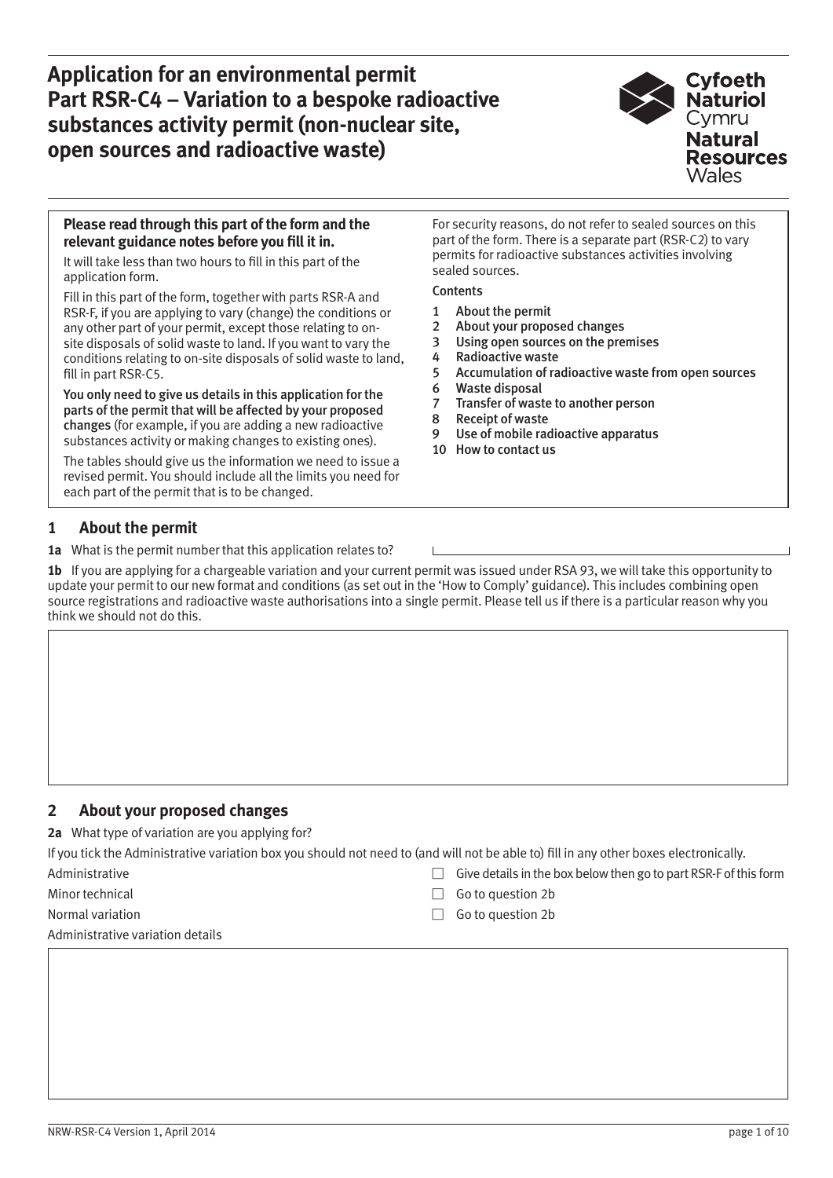# Application for an environmental permit
## Part RSR-C4 – Variation to a bespoke radioactive substances activity permit (non-nuclear site, open sources and radioactive waste)

Cyfoeth Naturiol Cymru
Natural Resources Wales

**Please read through this part of the form and the relevant guidance notes before you fill it in.**

It will take less than two hours to fill in this part of the application form.

Fill in this part of the form, together with parts RSR-A and RSR-F, if you are applying to vary (change) the conditions or any other part of your permit, except those relating to on-site disposals of solid waste to land. If you want to vary the conditions relating to on-site disposals of solid waste to land, fill in part RSR-C5.

You only need to give us details in this application for the parts of the permit that will be affected by your proposed changes (for example, if you are adding a new radioactive substances activity or making changes to existing ones).

The tables should give us the information we need to issue a revised permit. You should include all the limits you need for each part of the permit that is to be changed.

For security reasons, do not refer to sealed sources on this part of the form. There is a separate part (RSR-C2) to vary permits for radioactive substances activities involving sealed sources.

Contents

1. About the permit
2. About your proposed changes
3. Using open sources on the premises
4. Radioactive waste
5. Accumulation of radioactive waste from open sources
6. Waste disposal
7. Transfer of waste to another person
8. Receipt of waste
9. Use of mobile radioactive apparatus
10. How to contact us

## 1 About the permit

**1a** What is the permit number that this application relates to? ____________________

**1b** If you are applying for a chargeable variation and your current permit was issued under RSA 93, we will take this opportunity to update your permit to our new format and conditions (as set out in the 'How to Comply' guidance). This includes combining open source registrations and radioactive waste authorisations into a single permit. Please tell us if there is a particular reason why you think we should not do this.

| |
|---|
| |

## 2 About your proposed changes

**2a** What type of variation are you applying for?

If you tick the Administrative variation box you should not need to (and will not be able to) fill in any other boxes electronically.

| | | |
|---|---|---|
| Administrative | ☐ | Give details in the box below then go to part RSR-F of this form |
| Minor technical | ☐ | Go to question 2b |
| Normal variation | ☐ | Go to question 2b |

Administrative variation details

| |
|---|
| |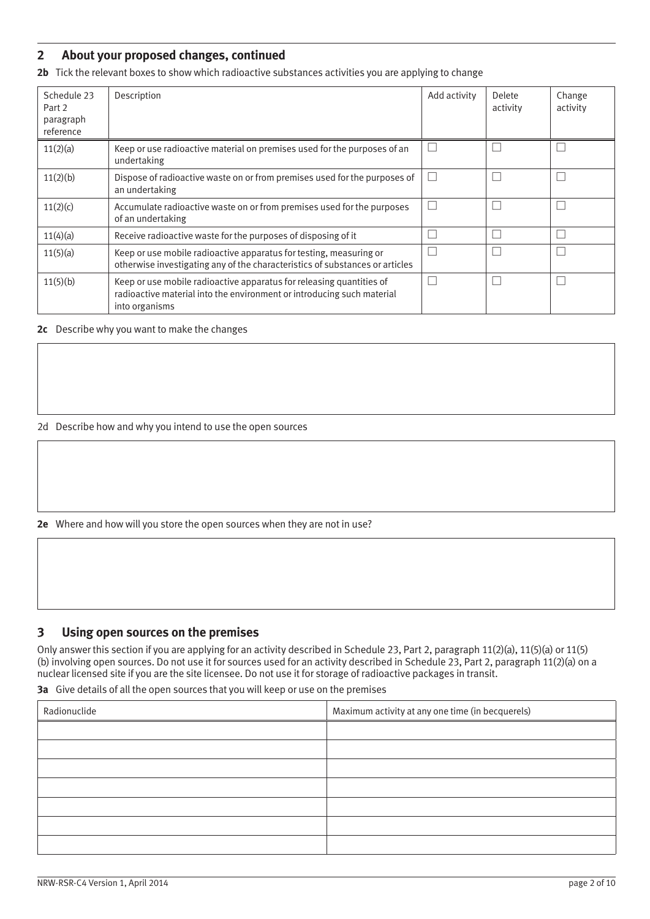## 2 About your proposed changes, continued

**2b** Tick the relevant boxes to show which radioactive substances activities you are applying to change

| Schedule 23 Part 2 paragraph reference | Description | Add activity | Delete activity | Change activity |
|---|---|---|---|---|
| 11(2)(a) | Keep or use radioactive material on premises used for the purposes of an undertaking | ☐ | ☐ | ☐ |
| 11(2)(b) | Dispose of radioactive waste on or from premises used for the purposes of an undertaking | ☐ | ☐ | ☐ |
| 11(2)(c) | Accumulate radioactive waste on or from premises used for the purposes of an undertaking | ☐ | ☐ | ☐ |
| 11(4)(a) | Receive radioactive waste for the purposes of disposing of it | ☐ | ☐ | ☐ |
| 11(5)(a) | Keep or use mobile radioactive apparatus for testing, measuring or otherwise investigating any of the characteristics of substances or articles | ☐ | ☐ | ☐ |
| 11(5)(b) | Keep or use mobile radioactive apparatus for releasing quantities of radioactive material into the environment or introducing such material into organisms | ☐ | ☐ | ☐ |

**2c** Describe why you want to make the changes

2d Describe how and why you intend to use the open sources

**2e** Where and how will you store the open sources when they are not in use?

## 3 Using open sources on the premises

Only answer this section if you are applying for an activity described in Schedule 23, Part 2, paragraph 11(2)(a), 11(5)(a) or 11(5)(b) involving open sources. Do not use it for sources used for an activity described in Schedule 23, Part 2, paragraph 11(2)(a) on a nuclear licensed site if you are the site licensee. Do not use it for storage of radioactive packages in transit.

**3a** Give details of all the open sources that you will keep or use on the premises

| Radionuclide | Maximum activity at any one time (in becquerels) |
|---|---|
| | |
| | |
| | |
| | |
| | |
| | |
| | |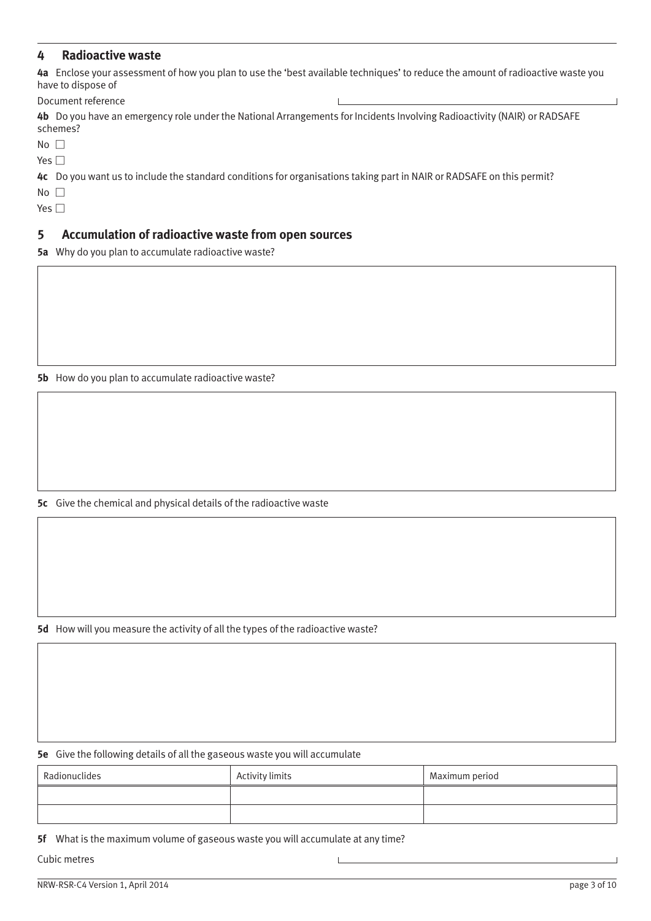## 4 Radioactive waste

**4a** Enclose your assessment of how you plan to use the 'best available techniques' to reduce the amount of radioactive waste you have to dispose of

Document reference

**4b** Do you have an emergency role under the National Arrangements for Incidents Involving Radioactivity (NAIR) or RADSAFE schemes?

No ☐

Yes ☐

**4c** Do you want us to include the standard conditions for organisations taking part in NAIR or RADSAFE on this permit?

No ☐

Yes ☐

## 5 Accumulation of radioactive waste from open sources

**5a** Why do you plan to accumulate radioactive waste?

**5b** How do you plan to accumulate radioactive waste?

**5c** Give the chemical and physical details of the radioactive waste

**5d** How will you measure the activity of all the types of the radioactive waste?

**5e** Give the following details of all the gaseous waste you will accumulate

| Radionuclides | Activity limits | Maximum period |
|---|---|---|
| | | |
| | | |

**5f** What is the maximum volume of gaseous waste you will accumulate at any time?

Cubic metres

NRW-RSR-C4 Version 1, April 2014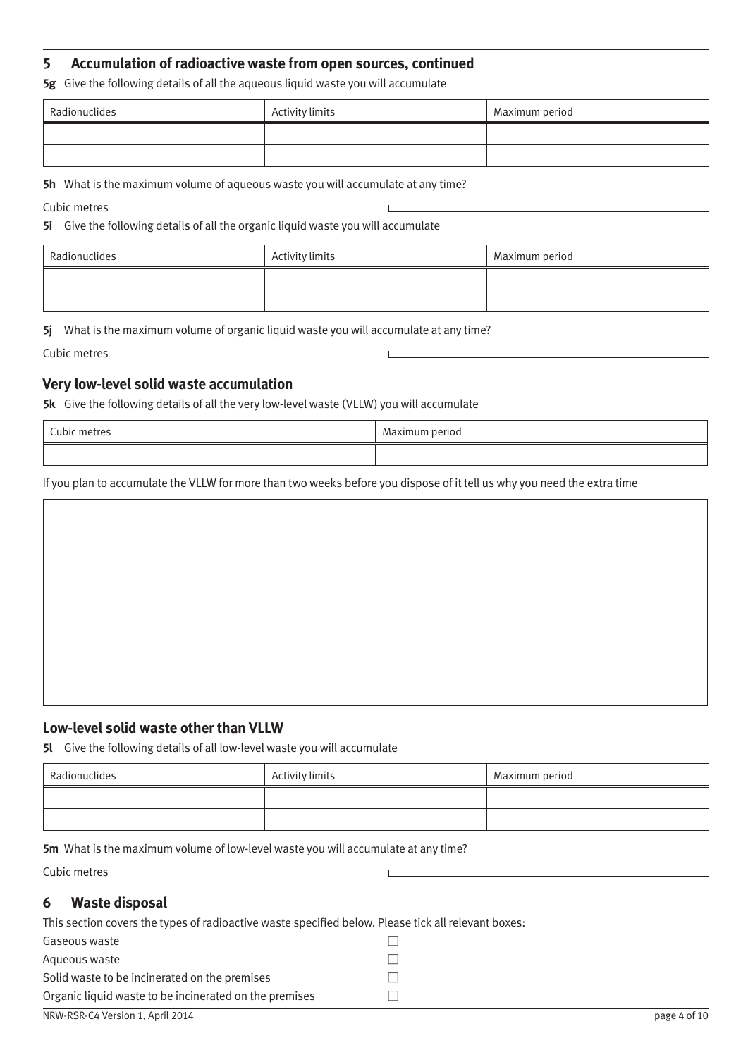## 5 Accumulation of radioactive waste from open sources, continued

**5g** Give the following details of all the aqueous liquid waste you will accumulate

| Radionuclides | Activity limits | Maximum period |
|---|---|---|
| | | |
| | | |

**5h** What is the maximum volume of aqueous waste you will accumulate at any time?

Cubic metres

**5i** Give the following details of all the organic liquid waste you will accumulate

| Radionuclides | Activity limits | Maximum period |
|---|---|---|
| | | |
| | | |

**5j** What is the maximum volume of organic liquid waste you will accumulate at any time?

Cubic metres

### Very low-level solid waste accumulation

**5k** Give the following details of all the very low-level waste (VLLW) you will accumulate

| Cubic metres | Maximum period |
|---|---|
| | |

If you plan to accumulate the VLLW for more than two weeks before you dispose of it tell us why you need the extra time

### Low-level solid waste other than VLLW

**5l** Give the following details of all low-level waste you will accumulate

| Radionuclides | Activity limits | Maximum period |
|---|---|---|
| | | |
| | | |

**5m** What is the maximum volume of low-level waste you will accumulate at any time?

Cubic metres

## 6 Waste disposal

This section covers the types of radioactive waste specified below. Please tick all relevant boxes:

Gaseous waste ☐

Aqueous waste ☐

Solid waste to be incinerated on the premises ☐

Organic liquid waste to be incinerated on the premises ☐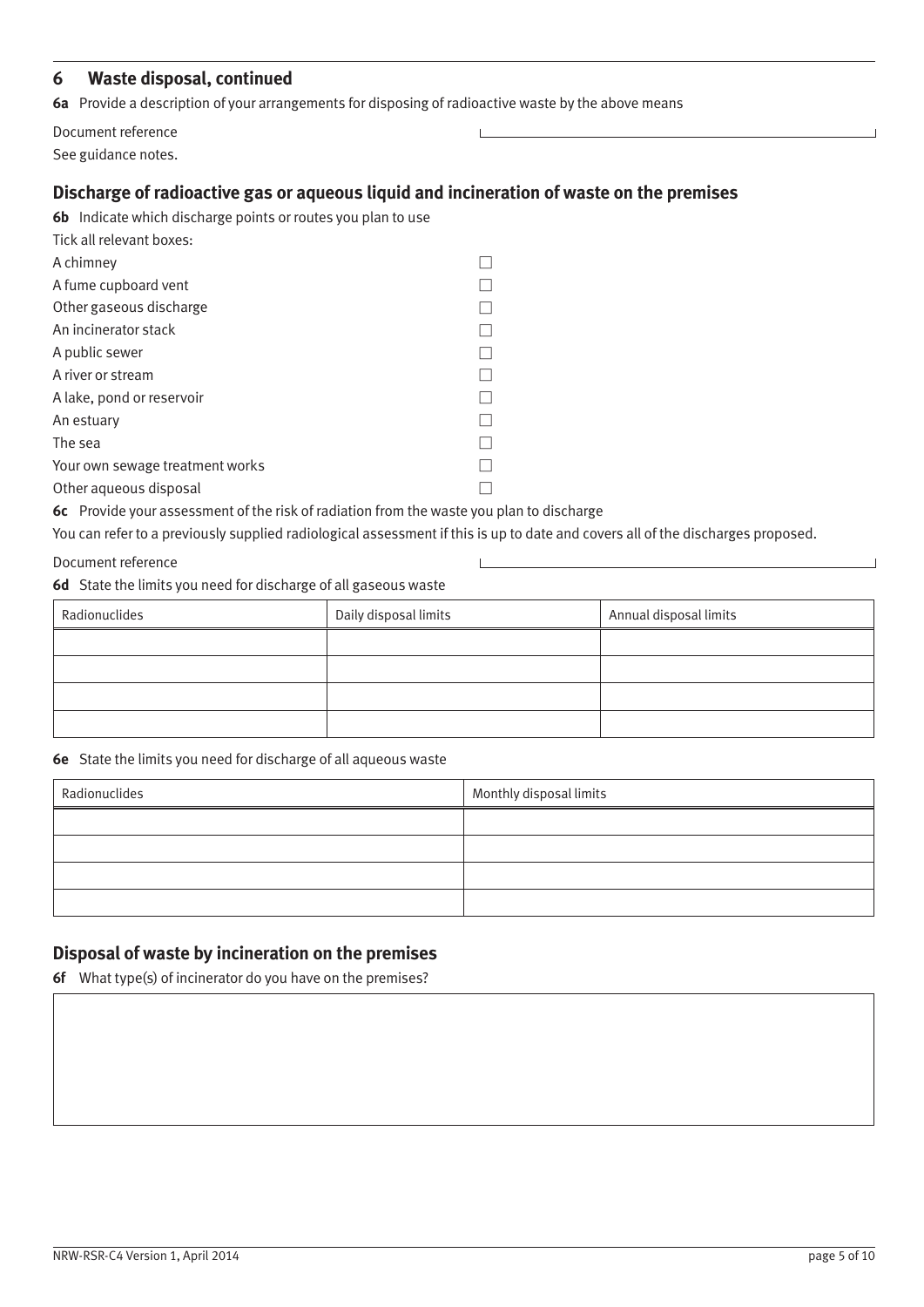## 6 Waste disposal, continued

**6a** Provide a description of your arrangements for disposing of radioactive waste by the above means

Document reference

See guidance notes.

## Discharge of radioactive gas or aqueous liquid and incineration of waste on the premises

**6b** Indicate which discharge points or routes you plan to use

Tick all relevant boxes:

- A chimney ☐
- A fume cupboard vent ☐
- Other gaseous discharge ☐
- An incinerator stack ☐
- A public sewer ☐
- A river or stream ☐
- A lake, pond or reservoir ☐
- An estuary ☐
- The sea ☐
- Your own sewage treatment works ☐
- Other aqueous disposal ☐

**6c** Provide your assessment of the risk of radiation from the waste you plan to discharge

You can refer to a previously supplied radiological assessment if this is up to date and covers all of the discharges proposed.

Document reference

**6d** State the limits you need for discharge of all gaseous waste

| Radionuclides | Daily disposal limits | Annual disposal limits |
|---|---|---|
| | | |
| | | |
| | | |
| | | |

**6e** State the limits you need for discharge of all aqueous waste

| Radionuclides | Monthly disposal limits |
|---|---|
| | |
| | |
| | |
| | |

## Disposal of waste by incineration on the premises

**6f** What type(s) of incinerator do you have on the premises?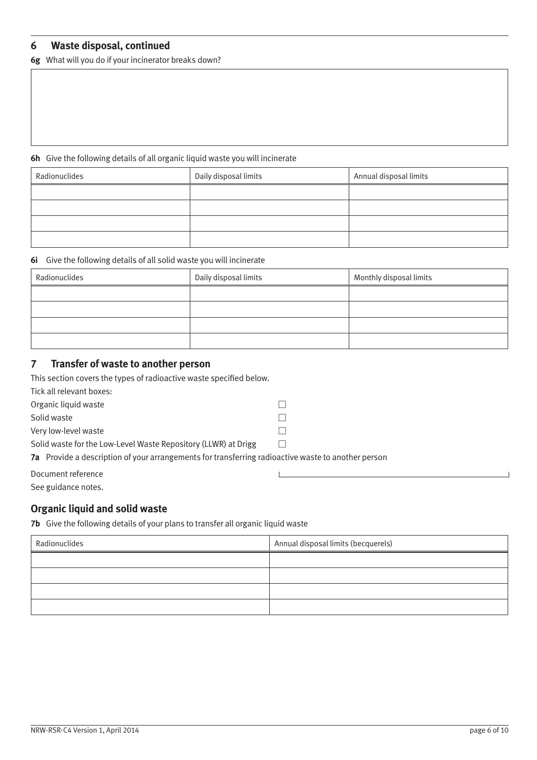## 6 Waste disposal, continued

**6g** What will you do if your incinerator breaks down?

| |
|---|
| |

**6h** Give the following details of all organic liquid waste you will incinerate

| Radionuclides | Daily disposal limits | Annual disposal limits |
|---|---|---|
| | | |
| | | |
| | | |
| | | |

**6i** Give the following details of all solid waste you will incinerate

| Radionuclides | Daily disposal limits | Monthly disposal limits |
|---|---|---|
| | | |
| | | |
| | | |
| | | |

## 7 Transfer of waste to another person

This section covers the types of radioactive waste specified below.

Tick all relevant boxes:

Organic liquid waste ☐

Solid waste ☐

Very low-level waste ☐

Solid waste for the Low-Level Waste Repository (LLWR) at Drigg ☐

**7a** Provide a description of your arrangements for transferring radioactive waste to another person

Document reference \_\_\_\_\_\_\_\_\_\_\_\_\_\_\_\_\_\_\_\_

See guidance notes.

### Organic liquid and solid waste

**7b** Give the following details of your plans to transfer all organic liquid waste

| Radionuclides | Annual disposal limits (becquerels) |
|---|---|
| | |
| | |
| | |
| | |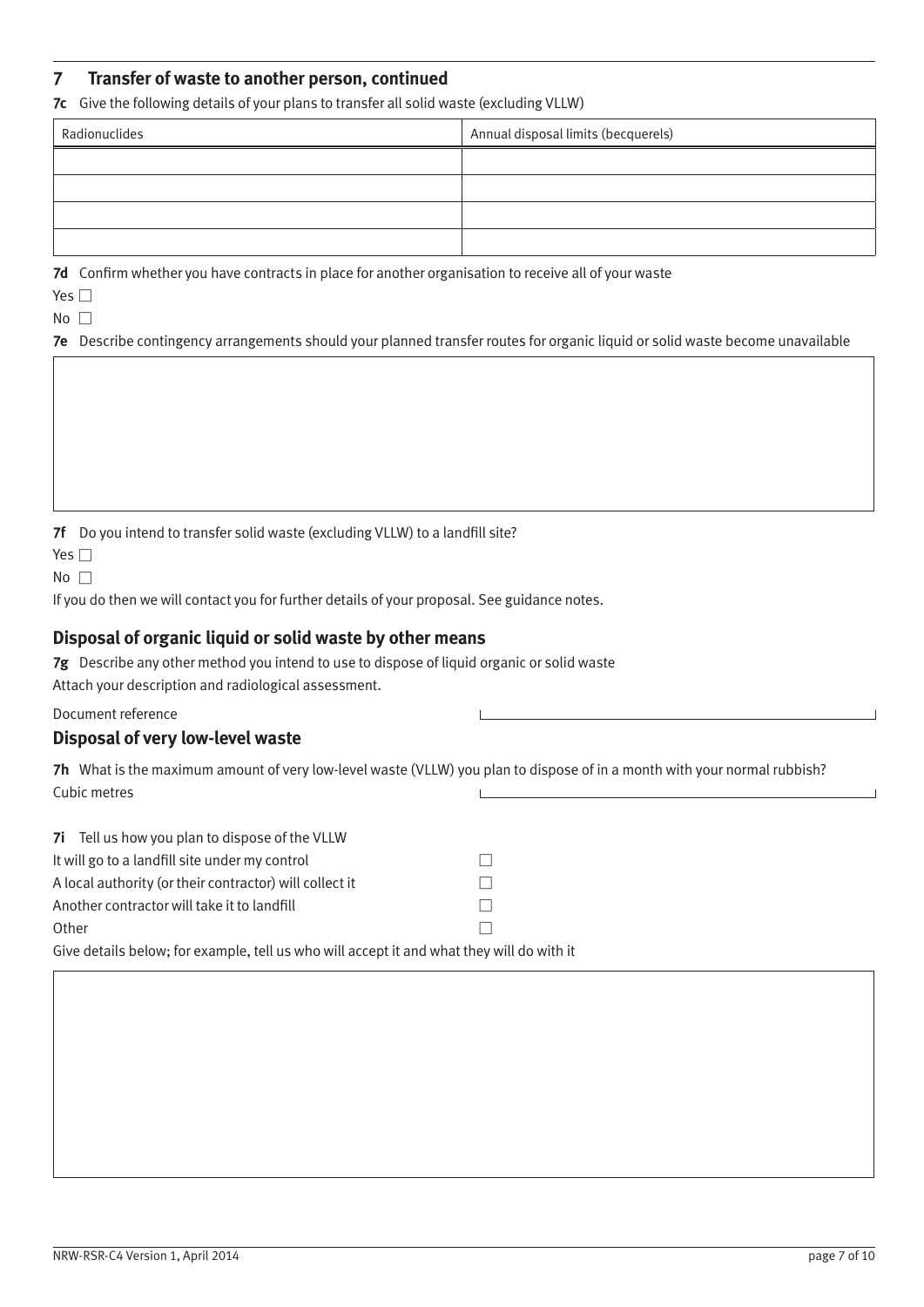## 7 Transfer of waste to another person, continued

**7c** Give the following details of your plans to transfer all solid waste (excluding VLLW)

| Radionuclides | Annual disposal limits (becquerels) |
|---|---|
| | |
| | |
| | |
| | |

**7d** Confirm whether you have contracts in place for another organisation to receive all of your waste

Yes ☐

No ☐

**7e** Describe contingency arrangements should your planned transfer routes for organic liquid or solid waste become unavailable

**7f** Do you intend to transfer solid waste (excluding VLLW) to a landfill site?

Yes ☐

No ☐

If you do then we will contact you for further details of your proposal. See guidance notes.

### Disposal of organic liquid or solid waste by other means

**7g** Describe any other method you intend to use to dispose of liquid organic or solid waste

Attach your description and radiological assessment.

Document reference

### Disposal of very low-level waste

**7h** What is the maximum amount of very low-level waste (VLLW) you plan to dispose of in a month with your normal rubbish?

Cubic metres

**7i** Tell us how you plan to dispose of the VLLW

It will go to a landfill site under my control ☐

A local authority (or their contractor) will collect it ☐

Another contractor will take it to landfill ☐

Other ☐

Give details below; for example, tell us who will accept it and what they will do with it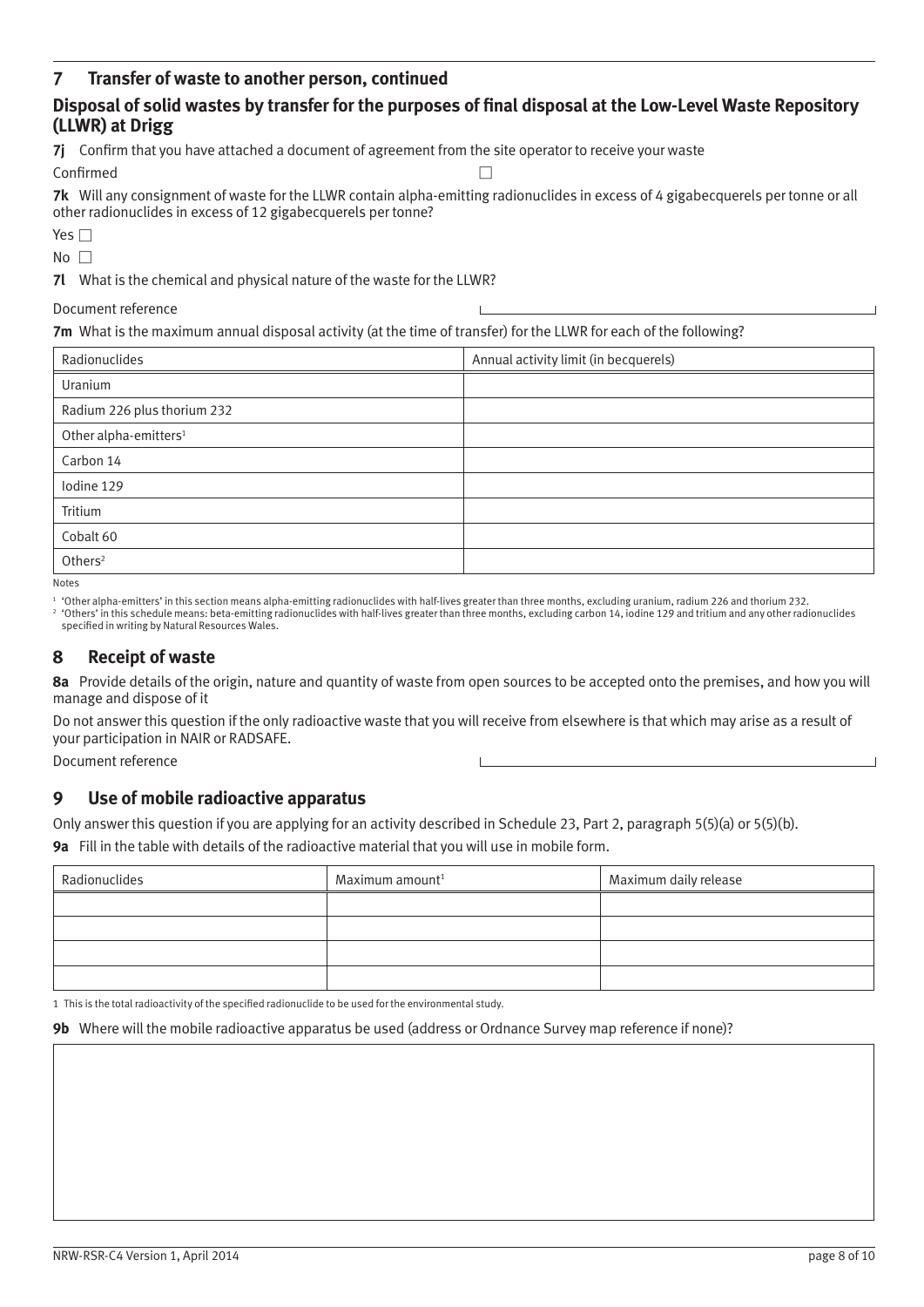## 7 Transfer of waste to another person, continued

### Disposal of solid wastes by transfer for the purposes of final disposal at the Low-Level Waste Repository (LLWR) at Drigg

**7j** Confirm that you have attached a document of agreement from the site operator to receive your waste

Confirmed ☐

**7k** Will any consignment of waste for the LLWR contain alpha-emitting radionuclides in excess of 4 gigabecquerels per tonne or all other radionuclides in excess of 12 gigabecquerels per tonne?

Yes ☐

No ☐

**7l** What is the chemical and physical nature of the waste for the LLWR?

Document reference

**7m** What is the maximum annual disposal activity (at the time of transfer) for the LLWR for each of the following?

| Radionuclides | Annual activity limit (in becquerels) |
|---|---|
| Uranium | |
| Radium 226 plus thorium 232 | |
| Other alpha-emitters[1] | |
| Carbon 14 | |
| Iodine 129 | |
| Tritium | |
| Cobalt 60 | |
| Others[2] | |

Notes

[1] 'Other alpha-emitters' in this section means alpha-emitting radionuclides with half-lives greater than three months, excluding uranium, radium 226 and thorium 232.
[2] 'Others' in this schedule means: beta-emitting radionuclides with half-lives greater than three months, excluding carbon 14, iodine 129 and tritium and any other radionuclides specified in writing by Natural Resources Wales.

## 8 Receipt of waste

**8a** Provide details of the origin, nature and quantity of waste from open sources to be accepted onto the premises, and how you will manage and dispose of it

Do not answer this question if the only radioactive waste that you will receive from elsewhere is that which may arise as a result of your participation in NAIR or RADSAFE.

Document reference

## 9 Use of mobile radioactive apparatus

Only answer this question if you are applying for an activity described in Schedule 23, Part 2, paragraph 5(5)(a) or 5(5)(b).

**9a** Fill in the table with details of the radioactive material that you will use in mobile form.

| Radionuclides | Maximum amount[1] | Maximum daily release |
|---|---|---|
| | | |
| | | |
| | | |
| | | |

1 This is the total radioactivity of the specified radionuclide to be used for the environmental study.

**9b** Where will the mobile radioactive apparatus be used (address or Ordnance Survey map reference if none)?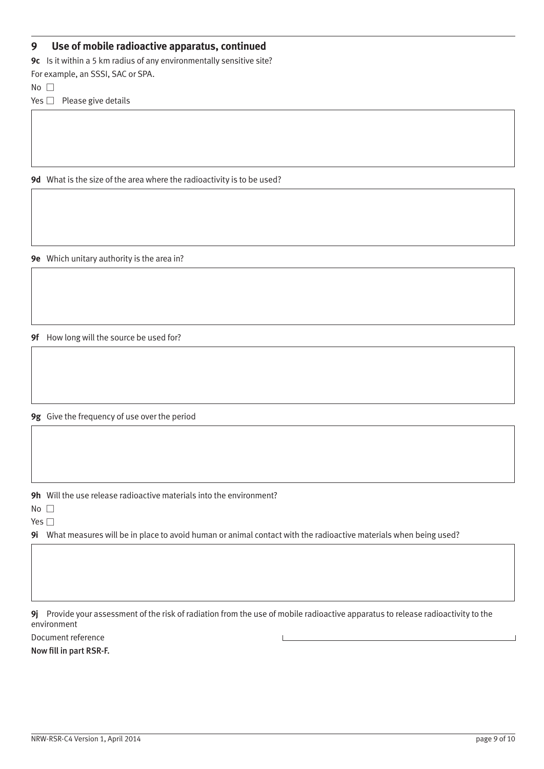## 9 Use of mobile radioactive apparatus, continued

**9c** Is it within a 5 km radius of any environmentally sensitive site?

For example, an SSSI, SAC or SPA.

No ☐

Yes ☐ Please give details

**9d** What is the size of the area where the radioactivity is to be used?

**9e** Which unitary authority is the area in?

**9f** How long will the source be used for?

**9g** Give the frequency of use over the period

**9h** Will the use release radioactive materials into the environment?

No ☐

Yes ☐

**9i** What measures will be in place to avoid human or animal contact with the radioactive materials when being used?

**9j** Provide your assessment of the risk of radiation from the use of mobile radioactive apparatus to release radioactivity to the environment

Document reference

**Now fill in part RSR-F.**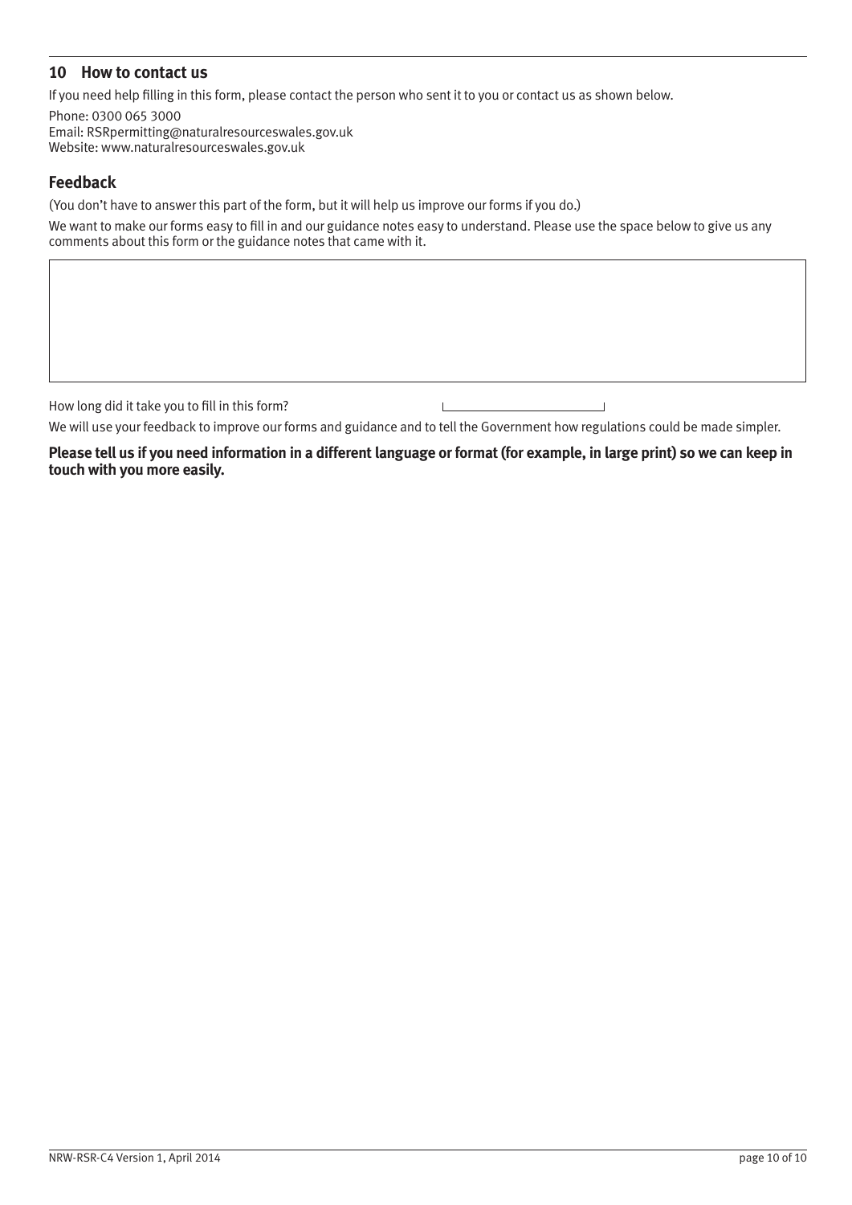## 10 How to contact us

If you need help filling in this form, please contact the person who sent it to you or contact us as shown below.

Phone: 0300 065 3000
Email: RSRpermitting@naturalresourceswales.gov.uk
Website: www.naturalresourceswales.gov.uk

## Feedback

(You don't have to answer this part of the form, but it will help us improve our forms if you do.)

We want to make our forms easy to fill in and our guidance notes easy to understand. Please use the space below to give us any comments about this form or the guidance notes that came with it.

How long did it take you to fill in this form?

We will use your feedback to improve our forms and guidance and to tell the Government how regulations could be made simpler.

**Please tell us if you need information in a different language or format (for example, in large print) so we can keep in touch with you more easily.**

NRW-RSR-C4 Version 1, April 2014